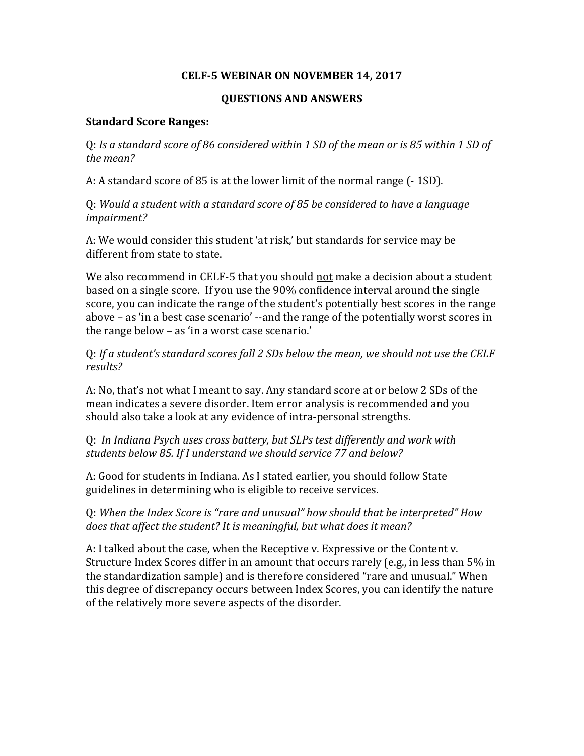# CELF-5 WEBINAR ON NOVEMBER 14, 2017

## QUESTIONS AND ANSWERS

### Standard Score Ranges:

Q: *Is a standard score of 86 considered within 1 SD of the mean or is 85 within 1 SD of the mean?*

A: A standard score of 85 is at the lower limit of the normal range (- 1SD).

Q: *Would a student with a standard score of 85 be considered to have a language impairment?*

A: We would consider this student 'at risk,' but standards for service may be different from state to state.

We also recommend in CELF-5 that you should <u>not</u> make a decision about a student based on a single score. If you use the 90% confidence interval around the single score, you can indicate the range of the student's potentially best scores in the range above – as 'in a best case scenario' --and the range of the potentially worst scores in the range below – as 'in a worst case scenario.'

Q: *If a student's standard scores fall 2 SDs below the mean, we should not use the CELF results?*

A: No, that's not what I meant to say. Any standard score at or below 2 SDs of the mean indicates a severe disorder. Item error analysis is recommended and you should also take a look at any evidence of intra-personal strengths.

Q: *In Indiana Psych uses cross battery, but SLPs test differently and work with students below 85. If I understand we should service 77 and below?*

A: Good for students in Indiana. As I stated earlier, you should follow State guidelines in determining who is eligible to receive services.

Q: *When the Index Score is "rare and unusual" how should that be interpreted" How does that affect the student? It is meaningful, but what does it mean?*

A: I talked about the case, when the Receptive v. Expressive or the Content v. Structure Index Scores differ in an amount that occurs rarely (e.g., in less than 5% in the standardization sample) and is therefore considered "rare and unusual." When this degree of discrepancy occurs between Index Scores, you can identify the nature of the relatively more severe aspects of the disorder.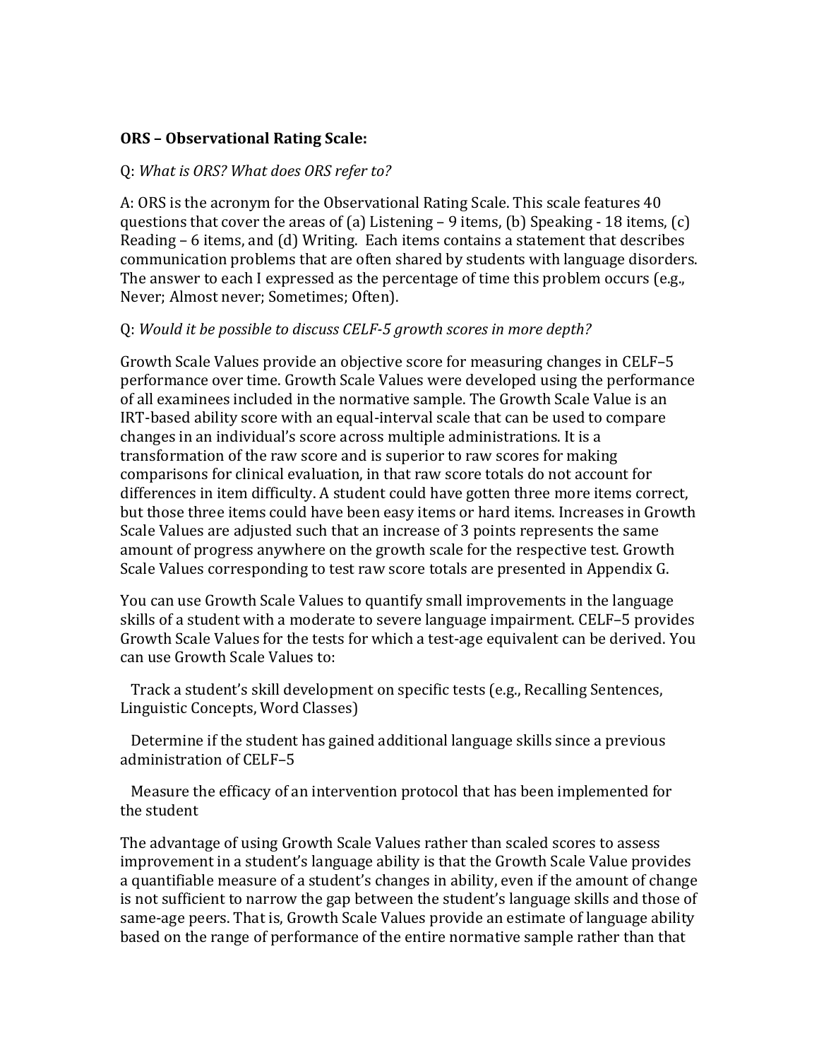**ORS – Observational Rating Scale:**

Q: *What is ORS? What does ORS refer to?*

A: ORS is the acronym for the Observational Rating Scale. This scale features 40 questions that cover the areas of (a) Listening – 9 items, (b) Speaking - 18 items, (c) Reading – 6 items, and (d) Writing. Each items contains a statement that describes communication problems that are often shared by students with language disorders. The answer to each I expressed as the percentage of time this problem occurs (e.g., Never; Almost never; Sometimes; Often).

Q: *Would it be possible to discuss CELF-5 growth scores in more depth?*

Growth Scale Values provide an objective score for measuring changes in CELF–5 performance over time. Growth Scale Values were developed using the performance of all examinees included in the normative sample. The Growth Scale Value is an IRT-based ability score with an equal-interval scale that can be used to compare changes in an individual's score across multiple administrations. It is a transformation of the raw score and is superior to raw scores for making comparisons for clinical evaluation, in that raw score totals do not account for differences in item difficulty. A student could have gotten three more items correct, but those three items could have been easy items or hard items. Increases in Growth Scale Values are adjusted such that an increase of 3 points represents the same amount of progress anywhere on the growth scale for the respective test. Growth Scale Values corresponding to test raw score totals are presented in Appendix G.

You can use Growth Scale Values to quantify small improvements in the language skills of a student with a moderate to severe language impairment. CELF–5 provides Growth Scale Values for the tests for which a test-age equivalent can be derived. You can use Growth Scale Values to:

Track a student's skill development on specific tests (e.g., Recalling Sentences, Linguistic Concepts, Word Classes)

Determine if the student has gained additional language skills since a previous administration of CELF–5

Measure the efficacy of an intervention protocol that has been implemented for the student

The advantage of using Growth Scale Values rather than scaled scores to assess improvement in a student's language ability is that the Growth Scale Value provides a quantifiable measure of a student's changes in ability, even if the amount of change is not sufficient to narrow the gap between the student's language skills and those of same-age peers. That is, Growth Scale Values provide an estimate of language ability based on the range of performance of the entire normative sample rather than that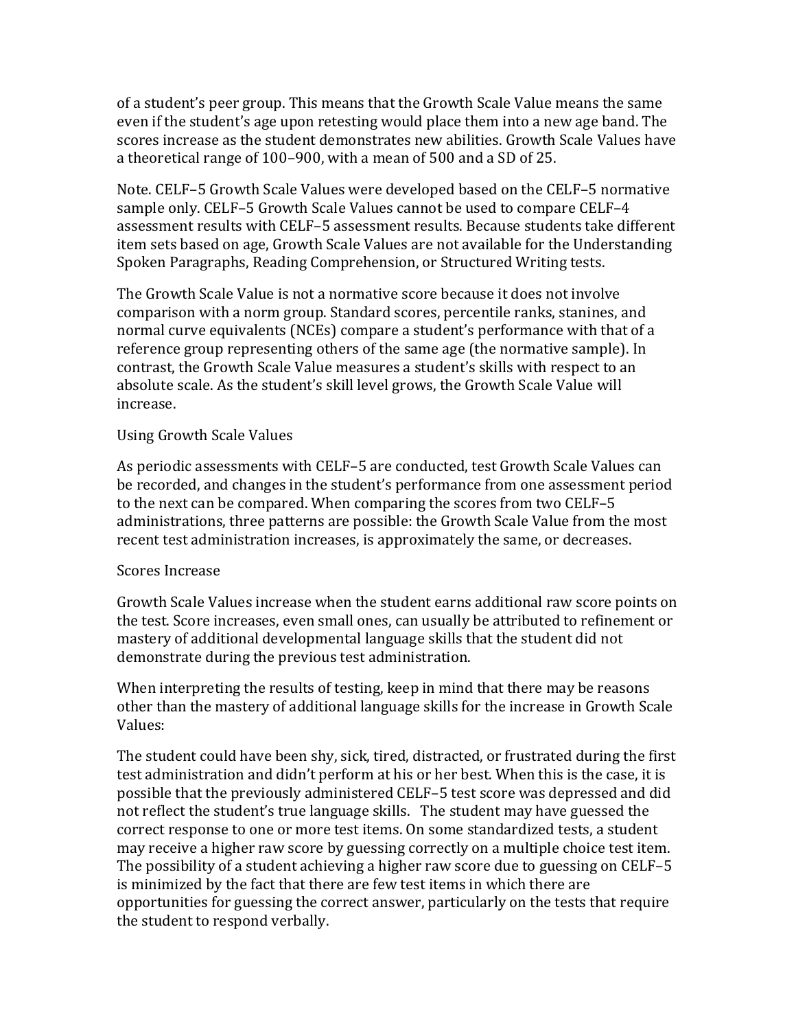of a student's peer group. This means that the Growth Scale Value means the same even if the student's age upon retesting would place them into a new age band. The scores increase as the student demonstrates new abilities. Growth Scale Values have a theoretical range of 100–900, with a mean of 500 and a SD of 25.

Note. CELF–5 Growth Scale Values were developed based on the CELF–5 normative sample only. CELF–5 Growth Scale Values cannot be used to compare CELF–4 assessment results with CELF–5 assessment results. Because students take different item sets based on age, Growth Scale Values are not available for the Understanding Spoken Paragraphs, Reading Comprehension, or Structured Writing tests.

The Growth Scale Value is not a normative score because it does not involve comparison with a norm group. Standard scores, percentile ranks, stanines, and normal curve equivalents (NCEs) compare a student's performance with that of a reference group representing others of the same age (the normative sample). In contrast, the Growth Scale Value measures a student's skills with respect to an absolute scale. As the student's skill level grows, the Growth Scale Value will increase.

## Using Growth Scale Values

As periodic assessments with CELF–5 are conducted, test Growth Scale Values can be recorded, and changes in the student's performance from one assessment period to the next can be compared. When comparing the scores from two CELF–5 administrations, three patterns are possible: the Growth Scale Value from the most recent test administration increases, is approximately the same, or decreases.

### Scores Increase

Growth Scale Values increase when the student earns additional raw score points on the test. Score increases, even small ones, can usually be attributed to refinement or mastery of additional developmental language skills that the student did not demonstrate during the previous test administration.

When interpreting the results of testing, keep in mind that there may be reasons other than the mastery of additional language skills for the increase in Growth Scale Values:

The student could have been shy, sick, tired, distracted, or frustrated during the first test administration and didn't perform at his or her best. When this is the case, it is possible that the previously administered CELF–5 test score was depressed and did not reflect the student's true language skills. The student may have guessed the correct response to one or more test items. On some standardized tests, a student may receive a higher raw score by guessing correctly on a multiple choice test item. The possibility of a student achieving a higher raw score due to guessing on CELF–5 is minimized by the fact that there are few test items in which there are opportunities for guessing the correct answer, particularly on the tests that require the student to respond verbally.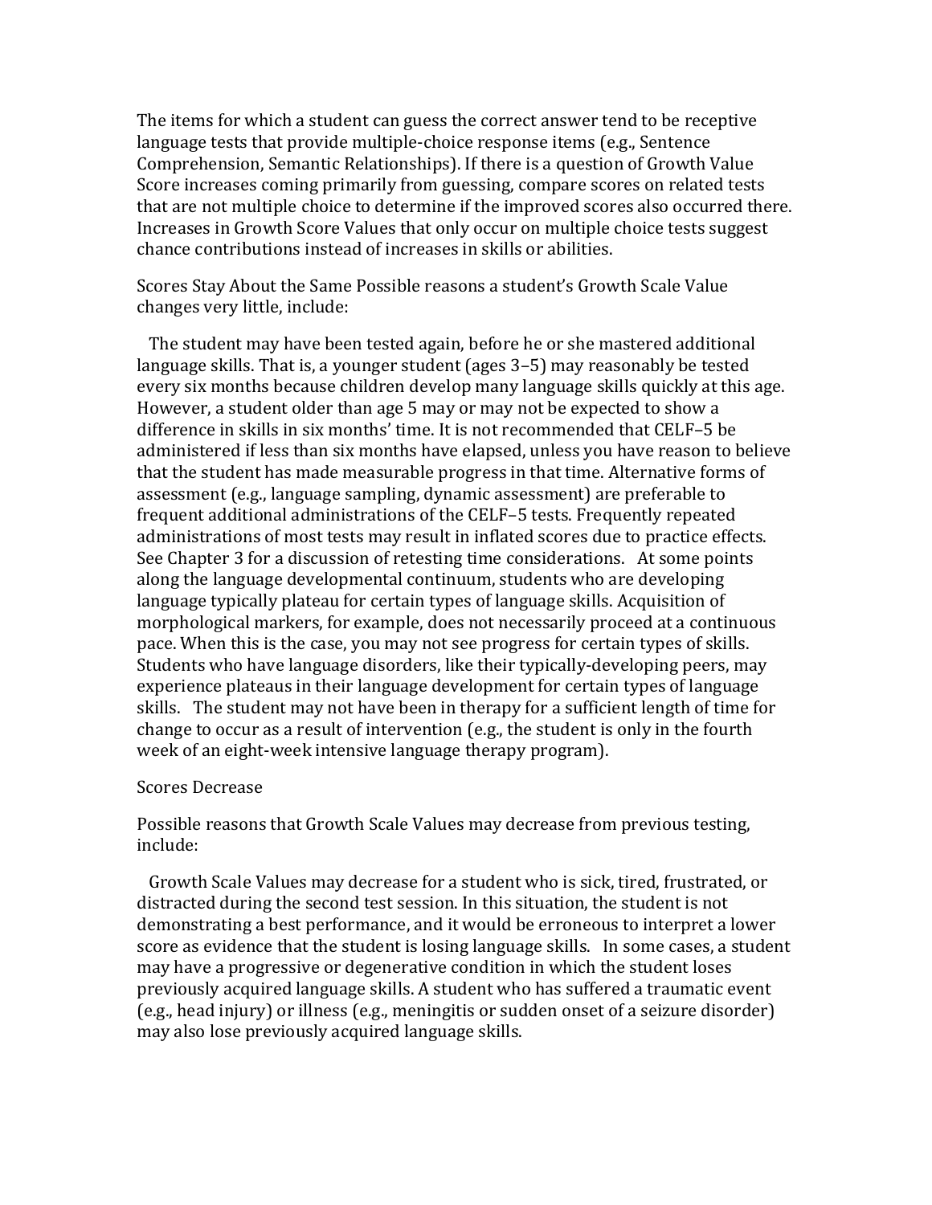The items for which a student can guess the correct answer tend to be receptive language tests that provide multiple-choice response items (e.g., Sentence Comprehension, Semantic Relationships). If there is a question of Growth Value Score increases coming primarily from guessing, compare scores on related tests that are not multiple choice to determine if the improved scores also occurred there. Increases in Growth Score Values that only occur on multiple choice tests suggest chance contributions instead of increases in skills or abilities.

Scores Stay About the Same Possible reasons a student's Growth Scale Value changes very little, include:

The student may have been tested again, before he or she mastered additional language skills. That is, a younger student (ages 3–5) may reasonably be tested every six months because children develop many language skills quickly at this age. However, a student older than age 5 may or may not be expected to show a difference in skills in six months' time. It is not recommended that CELF–5 be administered if less than six months have elapsed, unless you have reason to believe that the student has made measurable progress in that time. Alternative forms of assessment (e.g., language sampling, dynamic assessment) are preferable to frequent additional administrations of the CELF–5 tests. Frequently repeated administrations of most tests may result in inflated scores due to practice effects. See Chapter 3 for a discussion of retesting time considerations. At some points along the language developmental continuum, students who are developing language typically plateau for certain types of language skills. Acquisition of morphological markers, for example, does not necessarily proceed at a continuous pace. When this is the case, you may not see progress for certain types of skills. Students who have language disorders, like their typically-developing peers, may experience plateaus in their language development for certain types of language skills. The student may not have been in therapy for a sufficient length of time for change to occur as a result of intervention (e.g., the student is only in the fourth week of an eight-week intensive language therapy program).

Scores Decrease

Possible reasons that Growth Scale Values may decrease from previous testing, include:

Growth Scale Values may decrease for a student who is sick, tired, frustrated, or distracted during the second test session. In this situation, the student is not demonstrating a best performance, and it would be erroneous to interpret a lower score as evidence that the student is losing language skills. In some cases, a student may have a progressive or degenerative condition in which the student loses previously acquired language skills. A student who has suffered a traumatic event (e.g., head injury) or illness (e.g., meningitis or sudden onset of a seizure disorder) may also lose previously acquired language skills.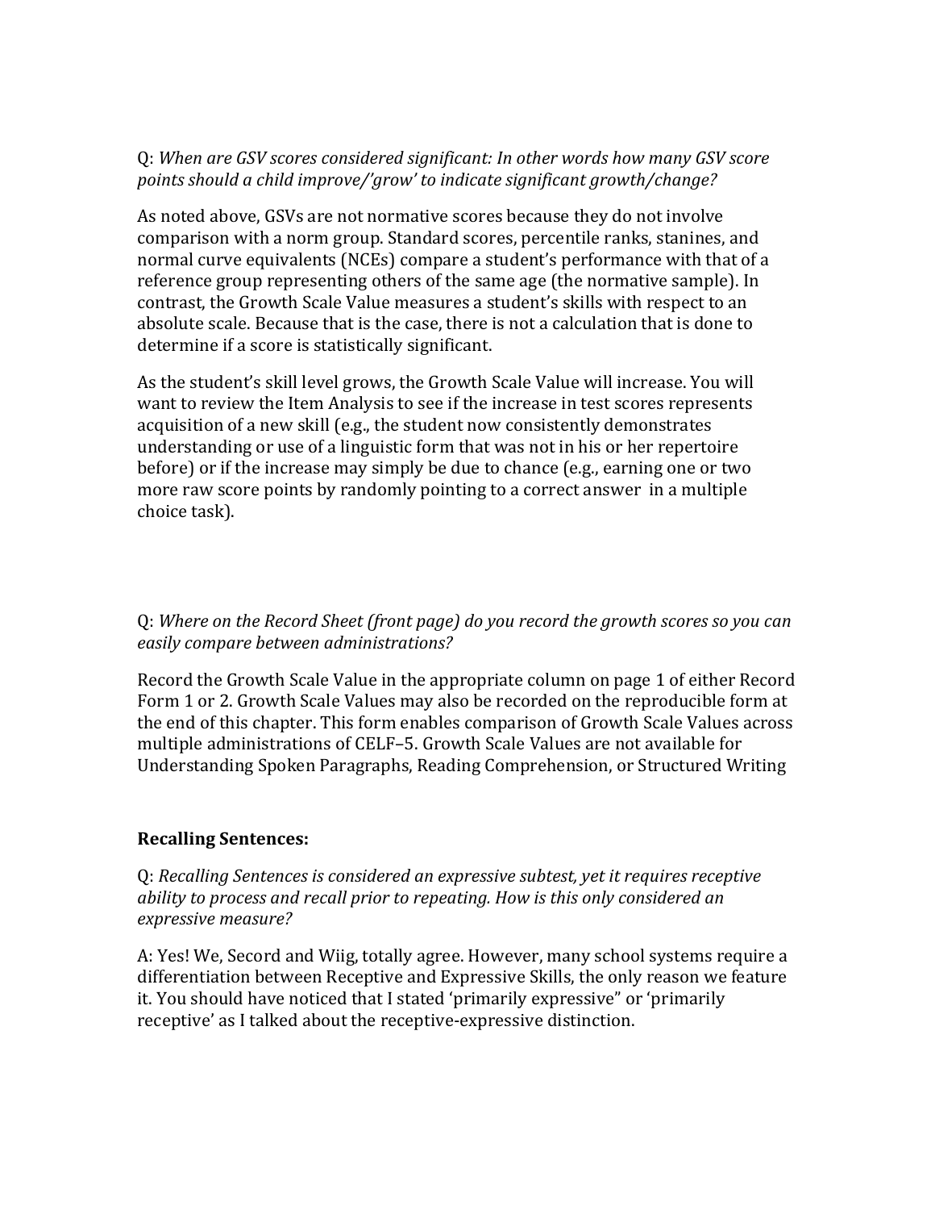Q: *When are GSV scores considered significant: In other words how many GSV score points should a child improve/'grow' to indicate significant growth/change?*

As noted above, GSVs are not normative scores because they do not involve comparison with a norm group. Standard scores, percentile ranks, stanines, and normal curve equivalents (NCEs) compare a student's performance with that of a reference group representing others of the same age (the normative sample). In contrast, the Growth Scale Value measures a student's skills with respect to an absolute scale. Because that is the case, there is not a calculation that is done to determine if a score is statistically significant.

As the student's skill level grows, the Growth Scale Value will increase. You will want to review the Item Analysis to see if the increase in test scores represents acquisition of a new skill (e.g., the student now consistently demonstrates understanding or use of a linguistic form that was not in his or her repertoire before) or if the increase may simply be due to chance (e.g., earning one or two more raw score points by randomly pointing to a correct answer in a multiple choice task).

Q: *Where on the Record Sheet (front page) do you record the growth scores so you can easily compare between administrations?*

Record the Growth Scale Value in the appropriate column on page 1 of either Record Form 1 or 2. Growth Scale Values may also be recorded on the reproducible form at the end of this chapter. This form enables comparison of Growth Scale Values across multiple administrations of CELF–5. Growth Scale Values are not available for Understanding Spoken Paragraphs, Reading Comprehension, or Structured Writing

**Recalling Sentences:**

Q: *Recalling Sentences is considered an expressive subtest, yet it requires receptive ability to process and recall prior to repeating. How is this only considered an expressive measure?*

A: Yes! We, Secord and Wiig, totally agree. However, many school systems require a differentiation between Receptive and Expressive Skills, the only reason we feature it. You should have noticed that I stated 'primarily expressive" or 'primarily receptive' as I talked about the receptive-expressive distinction.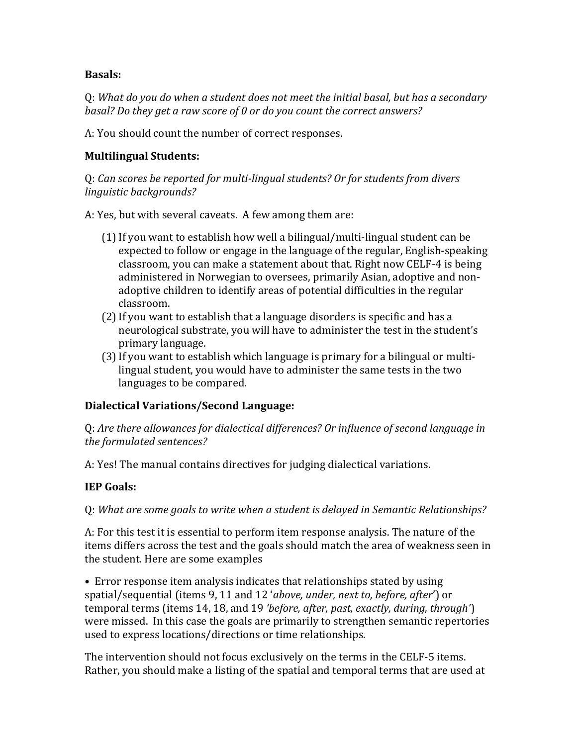**Basals:**

Q: *What do you do when a student does not meet the initial basal, but has a secondary basal? Do they get a raw score of 0 or do you count the correct answers?*

A: You should count the number of correct responses.

**Multilingual Students:**

Q: *Can scores be reported for multi-lingual students? Or for students from divers linguistic backgrounds?*

A: Yes, but with several caveats. A few among them are:

(1) If you want to establish how well a bilingual/multi-lingual student can be expected to follow or engage in the language of the regular, English-speaking classroom, you can make a statement about that. Right now CELF-4 is being administered in Norwegian to oversees, primarily Asian, adoptive and non-adoptive children to identify areas of potential difficulties in the regular classroom.

(2) If you want to establish that a language disorders is specific and has a neurological substrate, you will have to administer the test in the student's primary language.

(3) If you want to establish which language is primary for a bilingual or multi-lingual student, you would have to administer the same tests in the two languages to be compared.

**Dialectical Variations/Second Language:**

Q: *Are there allowances for dialectical differences? Or influence of second language in the formulated sentences?*

A: Yes! The manual contains directives for judging dialectical variations.

**IEP Goals:**

Q: *What are some goals to write when a student is delayed in Semantic Relationships?*

A: For this test it is essential to perform item response analysis. The nature of the items differs across the test and the goals should match the area of weakness seen in the student. Here are some examples

- Error response item analysis indicates that relationships stated by using spatial/sequential (items 9, 11 and 12 '*above, under, next to, before, after*') or temporal terms (items 14, 18, and 19 *'before, after, past, exactly, during, through'*) were missed. In this case the goals are primarily to strengthen semantic repertories used to express locations/directions or time relationships.

The intervention should not focus exclusively on the terms in the CELF-5 items. Rather, you should make a listing of the spatial and temporal terms that are used at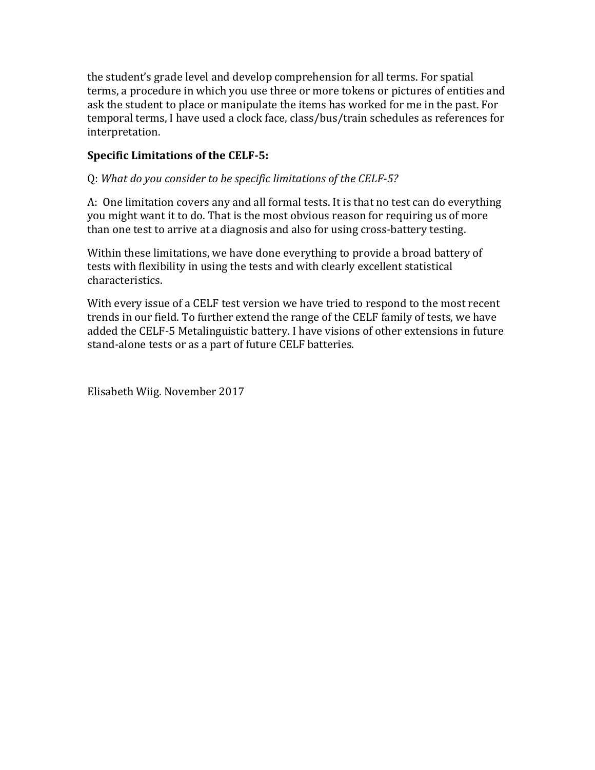the student's grade level and develop comprehension for all terms. For spatial terms, a procedure in which you use three or more tokens or pictures of entities and ask the student to place or manipulate the items has worked for me in the past. For temporal terms, I have used a clock face, class/bus/train schedules as references for interpretation.

**Specific Limitations of the CELF-5:**

Q: *What do you consider to be specific limitations of the CELF-5?*

A: One limitation covers any and all formal tests. It is that no test can do everything you might want it to do. That is the most obvious reason for requiring us of more than one test to arrive at a diagnosis and also for using cross-battery testing.

Within these limitations, we have done everything to provide a broad battery of tests with flexibility in using the tests and with clearly excellent statistical characteristics.

With every issue of a CELF test version we have tried to respond to the most recent trends in our field. To further extend the range of the CELF family of tests, we have added the CELF-5 Metalinguistic battery. I have visions of other extensions in future stand-alone tests or as a part of future CELF batteries.

Elisabeth Wiig. November 2017